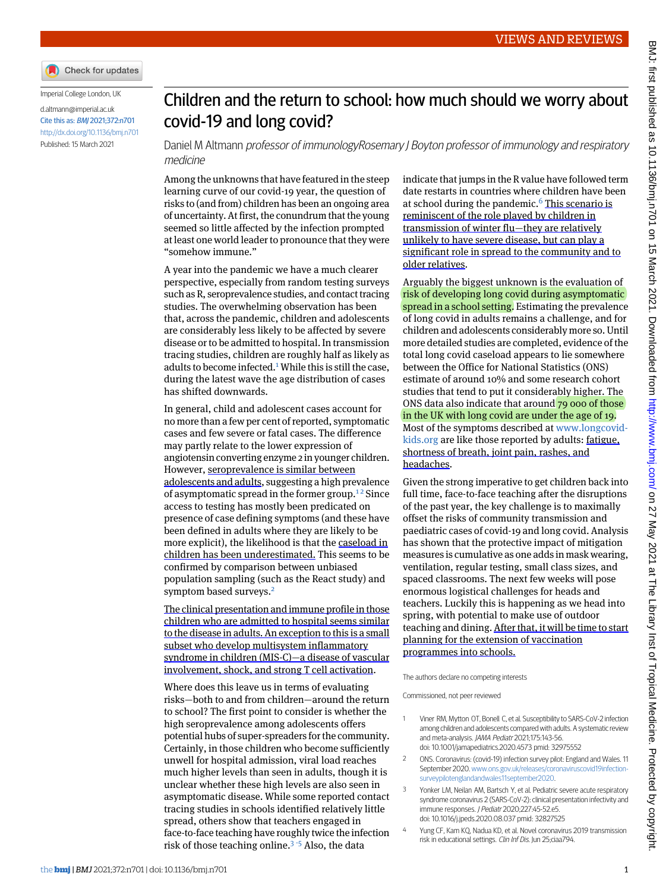# Children and the return to school: how much should we worry about covid-19 and long covid?

Daniel M Altmann *professor of immunology* Rosemary J Boyton *professor of immunology and respiratory medicine*

Imperial College London, UK

d.altmann@imperial.ac.uk

Cite this as: *BMJ* 2021;372:n701

http://dx.doi.org/10.1136/bmj.n701

Published: 15 March 2021

Among the unknowns that have featured in the steep learning curve of our covid-19 year, the question of risks to (and from) children has been an ongoing area of uncertainty. At first, the conundrum that the young seemed so little affected by the infection prompted at least one world leader to pronounce that they were "somehow immune."

A year into the pandemic we have a much clearer perspective, especially from random testing surveys such as R, seroprevalence studies, and contact tracing studies. The overwhelming observation has been that, across the pandemic, children and adolescents are considerably less likely to be affected by severe disease or to be admitted to hospital. In transmission tracing studies, children are roughly half as likely as adults to become infected.[1] While this is still the case, during the latest wave the age distribution of cases has shifted downwards.

In general, child and adolescent cases account for no more than a few per cent of reported, symptomatic cases and few severe or fatal cases. The difference may partly relate to the lower expression of angiotensin converting enzyme 2 in younger children. However, seroprevalence is similar between adolescents and adults, suggesting a high prevalence of asymptomatic spread in the former group.[1,2] Since access to testing has mostly been predicated on presence of case defining symptoms (and these have been defined in adults where they are likely to be more explicit), the likelihood is that the caseload in children has been underestimated. This seems to be confirmed by comparison between unbiased population sampling (such as the React study) and symptom based surveys.[2]

The clinical presentation and immune profile in those children who are admitted to hospital seems similar to the disease in adults. An exception to this is a small subset who develop multisystem inflammatory syndrome in children (MIS-C)—a disease of vascular involvement, shock, and strong T cell activation.

Where does this leave us in terms of evaluating risks—both to and from children—around the return to school? The first point to consider is whether the high seroprevalence among adolescents offers potential hubs of super-spreaders for the community. Certainly, in those children who become sufficiently unwell for hospital admission, viral load reaches much higher levels than seen in adults, though it is unclear whether these high levels are also seen in asymptomatic disease. While some reported contact tracing studies in schools identified relatively little spread, others show that teachers engaged in face-to-face teaching have roughly twice the infection risk of those teaching online.[3-5] Also, the data indicate that jumps in the R value have followed term date restarts in countries where children have been at school during the pandemic.[6] This scenario is reminiscent of the role played by children in transmission of winter flu—they are relatively unlikely to have severe disease, but can play a significant role in spread to the community and to older relatives.

Arguably the biggest unknown is the evaluation of risk of developing long covid during asymptomatic spread in a school setting. Estimating the prevalence of long covid in adults remains a challenge, and for children and adolescents considerably more so. Until more detailed studies are completed, evidence of the total long covid caseload appears to lie somewhere between the Office for National Statistics (ONS) estimate of around 10% and some research cohort studies that tend to put it considerably higher. The ONS data also indicate that around 79 000 of those in the UK with long covid are under the age of 19. Most of the symptoms described at www.longcovid-kids.org are like those reported by adults: fatigue, shortness of breath, joint pain, rashes, and headaches.

Given the strong imperative to get children back into full time, face-to-face teaching after the disruptions of the past year, the key challenge is to maximally offset the risks of community transmission and paediatric cases of covid-19 and long covid. Analysis has shown that the protective impact of mitigation measures is cumulative as one adds in mask wearing, ventilation, regular testing, small class sizes, and spaced classrooms. The next few weeks will pose enormous logistical challenges for heads and teachers. Luckily this is happening as we head into spring, with potential to make use of outdoor teaching and dining. After that, it will be time to start planning for the extension of vaccination programmes into schools.

The authors declare no competing interests

Commissioned, not peer reviewed

1. Viner RM, Mytton OT, Bonell C, et al. Susceptibility to SARS-CoV-2 infection among children and adolescents compared with adults. A systematic review and meta-analysis. *JAMA Pediatr* 2021;175:143-56. doi: 10.1001/jamapediatrics.2020.4573 pmid: 32975552
2. ONS. Coronavirus: (covid-19) infection survey pilot: England and Wales. 11 September 2020. www.ons.gov.uk/releases/coronaviruscovid19infectionsurveypilotenglandandwales11september2020.
3. Yonker LM, Neilan AM, Bartsch Y, et al. Pediatric severe acute respiratory syndrome coronavirus 2 (SARS-CoV-2): clinical presentation infectivity and immune responses. *J Pediatr* 2020;227:45-52.e5. doi: 10.1016/j.jpeds.2020.08.037 pmid: 32827525
4. Yung CF, Kam KQ, Nadua KD, et al. Novel coronavirus 2019 transmission risk in educational settings. *Clin Inf Dis*. Jun 25;ciaa794.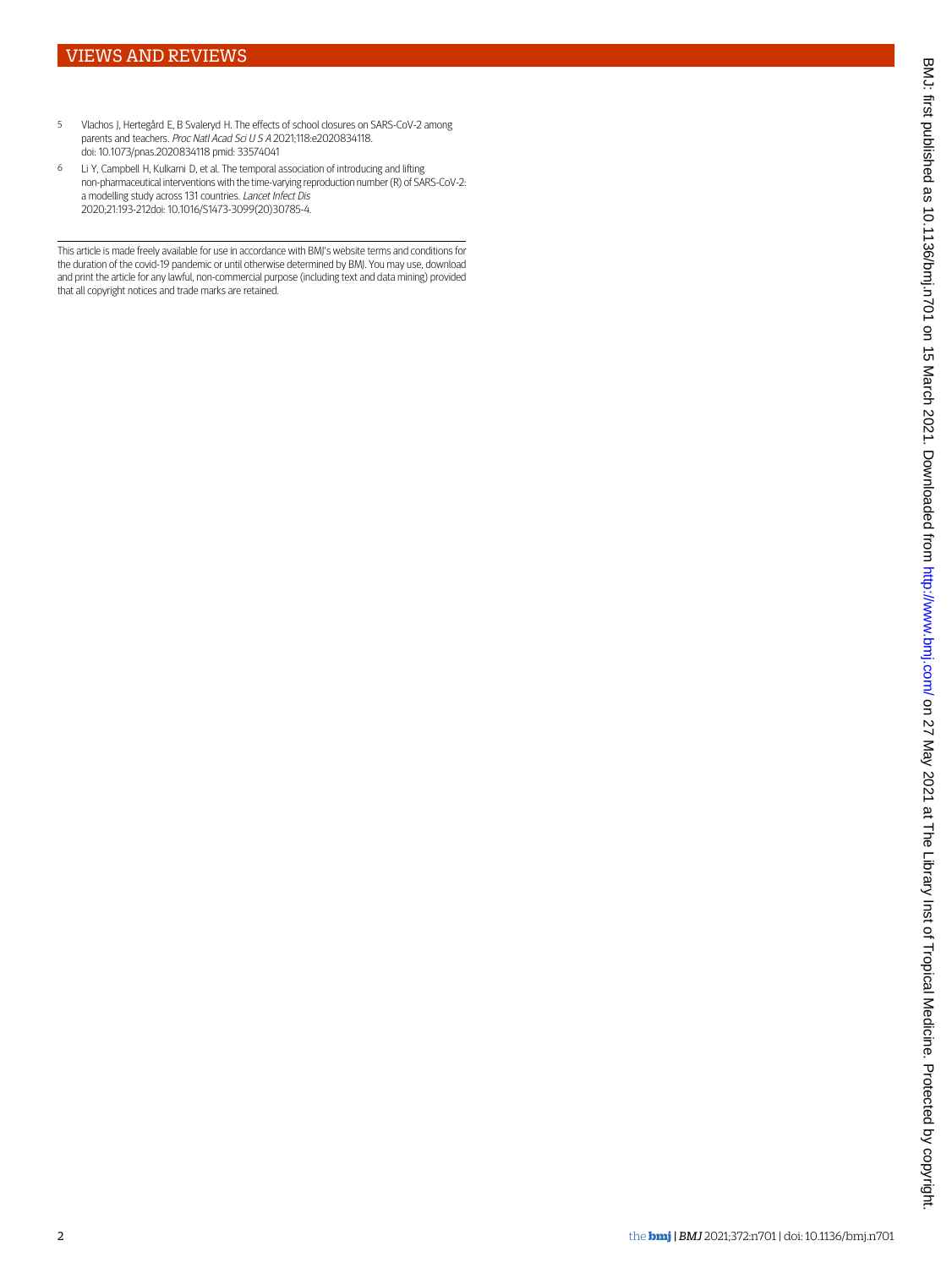5. Vlachos J, Hertegård E, B Svaleryd H. The effects of school closures on SARS-CoV-2 among parents and teachers. *Proc Natl Acad Sci U S A* 2021;118:e2020834118. doi: 10.1073/pnas.2020834118 pmid: 33574041
6. Li Y, Campbell H, Kulkarni D, et al. The temporal association of introducing and lifting non-pharmaceutical interventions with the time-varying reproduction number (R) of SARS-CoV-2: a modelling study across 131 countries. *Lancet Infect Dis* 2020;21:193-212doi: 10.1016/S1473-3099(20)30785-4.

---

This article is made freely available for use in accordance with BMJ's website terms and conditions for the duration of the covid-19 pandemic or until otherwise determined by BMJ. You may use, download and print the article for any lawful, non-commercial purpose (including text and data mining) provided that all copyright notices and trade marks are retained.